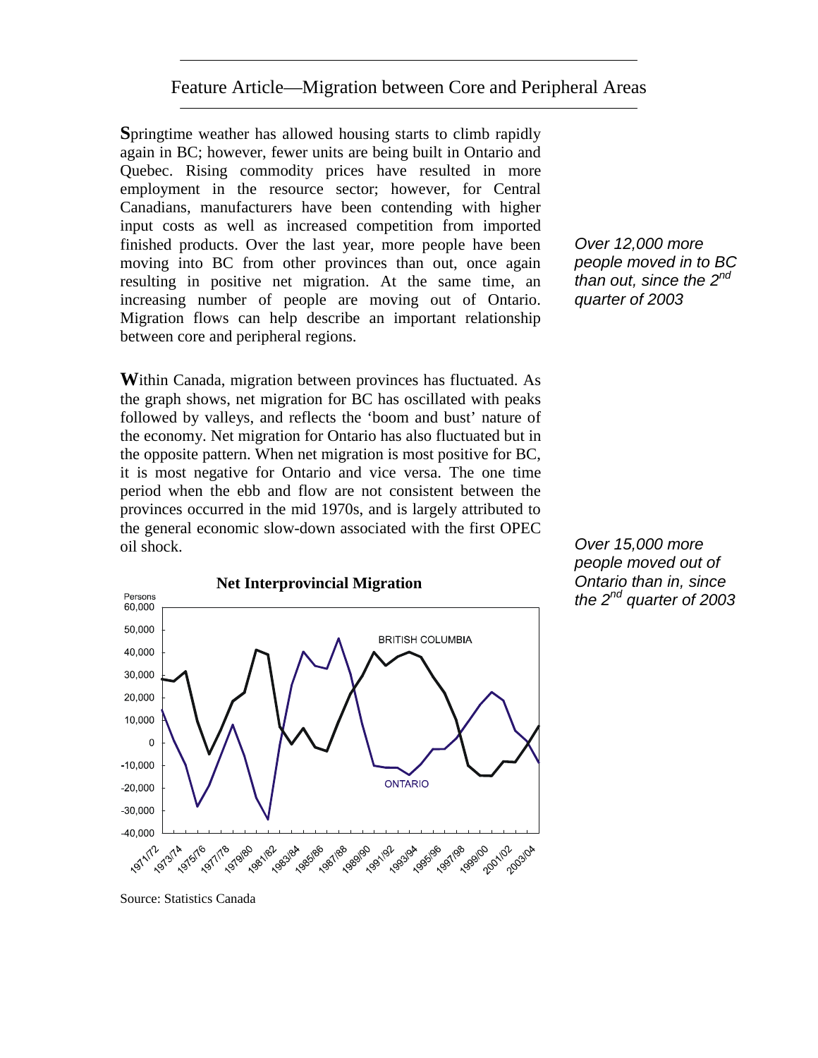## Feature Article—Migration between Core and Peripheral Areas

**S**pringtime weather has allowed housing starts to climb rapidly again in BC; however, fewer units are being built in Ontario and Quebec. Rising commodity prices have resulted in more employment in the resource sector; however, for Central Canadians, manufacturers have been contending with higher input costs as well as increased competition from imported finished products. Over the last year, more people have been moving into BC from other provinces than out, once again resulting in positive net migration. At the same time, an increasing number of people are moving out of Ontario. Migration flows can help describe an important relationship between core and peripheral regions.

*Over 12,000 more people moved in to BC than out, since the 2nd quarter of 2003*

**W**ithin Canada, migration between provinces has fluctuated. As the graph shows, net migration for BC has oscillated with peaks followed by valleys, and reflects the 'boom and bust' nature of the economy. Net migration for Ontario has also fluctuated but in the opposite pattern. When net migration is most positive for BC, it is most negative for Ontario and vice versa. The one time period when the ebb and flow are not consistent between the provinces occurred in the mid 1970s, and is largely attributed to the general economic slow-down associated with the first OPEC oil shock.

*Over 15,000 more people moved out of Ontario than in, since the 2nd quarter of 2003*

**Net Interprovincial Migration**

Source: Statistics Canada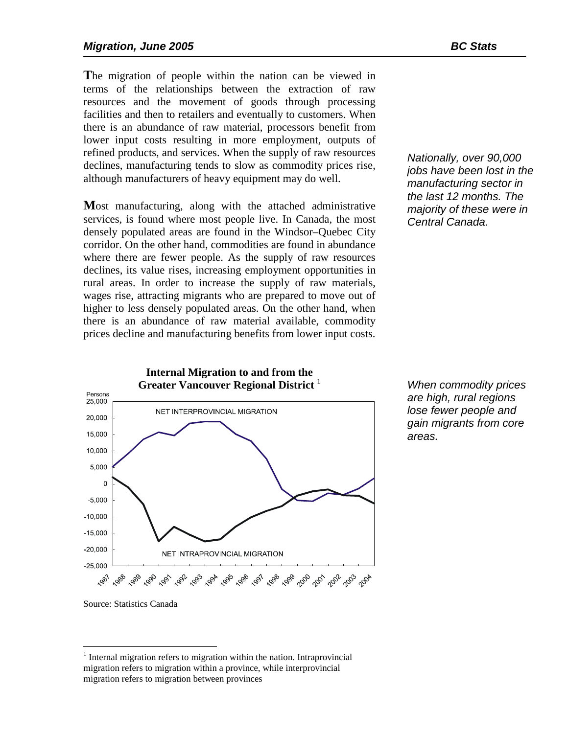The migration of people within the nation can be viewed in terms of the relationships between the extraction of raw resources and the movement of goods through processing facilities and then to retailers and eventually to customers. When there is an abundance of raw material, processors benefit from lower input costs resulting in more employment, outputs of refined products, and services. When the supply of raw resources declines, manufacturing tends to slow as commodity prices rise, although manufacturers of heavy equipment may do well.

*Nationally, over 90,000 jobs have been lost in the manufacturing sector in the last 12 months. The majority of these were in Central Canada.*

Most manufacturing, along with the attached administrative services, is found where most people live. In Canada, the most densely populated areas are found in the Windsor–Quebec City corridor. On the other hand, commodities are found in abundance where there are fewer people. As the supply of raw resources declines, its value rises, increasing employment opportunities in rural areas. In order to increase the supply of raw materials, wages rise, attracting migrants who are prepared to move out of higher to less densely populated areas. On the other hand, when there is an abundance of raw material available, commodity prices decline and manufacturing benefits from lower input costs.

*When commodity prices are high, rural regions lose fewer people and gain migrants from core areas.*

**Internal Migration to and from the Greater Vancouver Regional District** [1]

Persons

NET INTERPROVINCIAL MIGRATION

NET INTRAPROVINCIAL MIGRATION

Source: Statistics Canada

[1] Internal migration refers to migration within the nation. Intraprovincial migration refers to migration within a province, while interprovincial migration refers to migration between provinces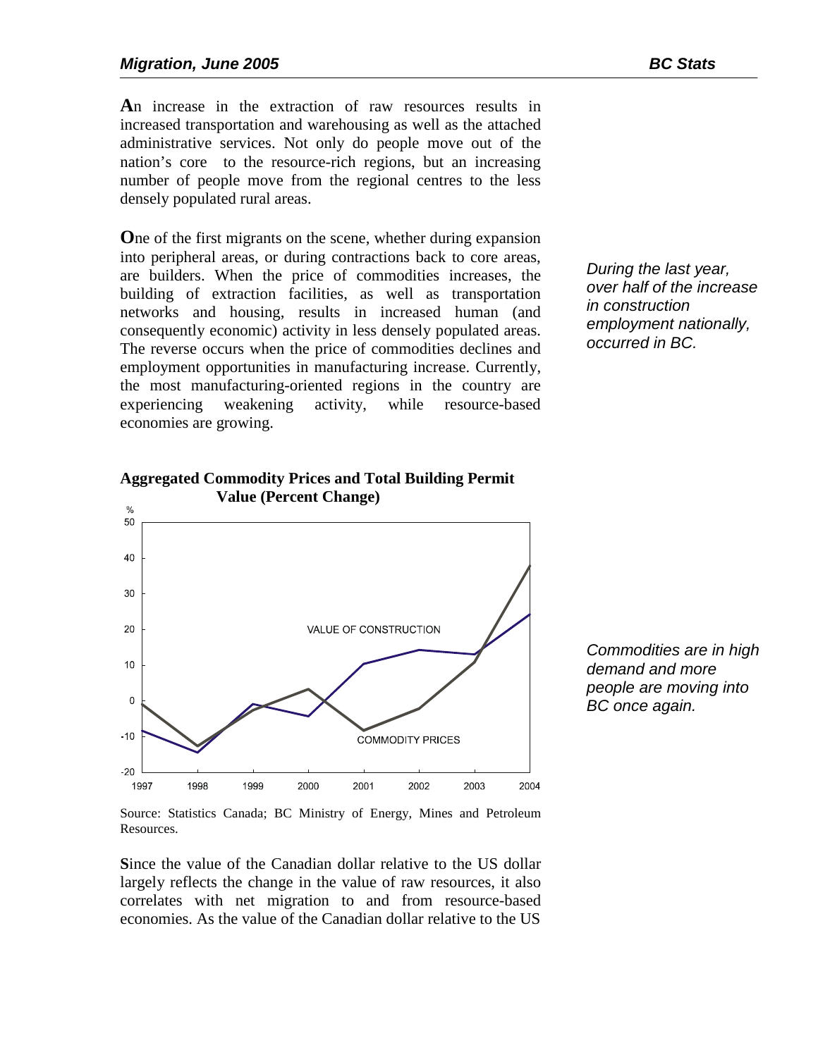**A**n increase in the extraction of raw resources results in increased transportation and warehousing as well as the attached administrative services. Not only do people move out of the nation's core to the resource-rich regions, but an increasing number of people move from the regional centres to the less densely populated rural areas.

**O**ne of the first migrants on the scene, whether during expansion into peripheral areas, or during contractions back to core areas, are builders. When the price of commodities increases, the building of extraction facilities, as well as transportation networks and housing, results in increased human (and consequently economic) activity in less densely populated areas. The reverse occurs when the price of commodities declines and employment opportunities in manufacturing increase. Currently, the most manufacturing-oriented regions in the country are experiencing weakening activity, while resource-based economies are growing.

*During the last year, over half of the increase in construction employment nationally, occurred in BC.*

**Aggregated Commodity Prices and Total Building Permit Value (Percent Change)**

Source: Statistics Canada; BC Ministry of Energy, Mines and Petroleum Resources.

*Commodities are in high demand and more people are moving into BC once again.*

**S**ince the value of the Canadian dollar relative to the US dollar largely reflects the change in the value of raw resources, it also correlates with net migration to and from resource-based economies. As the value of the Canadian dollar relative to the US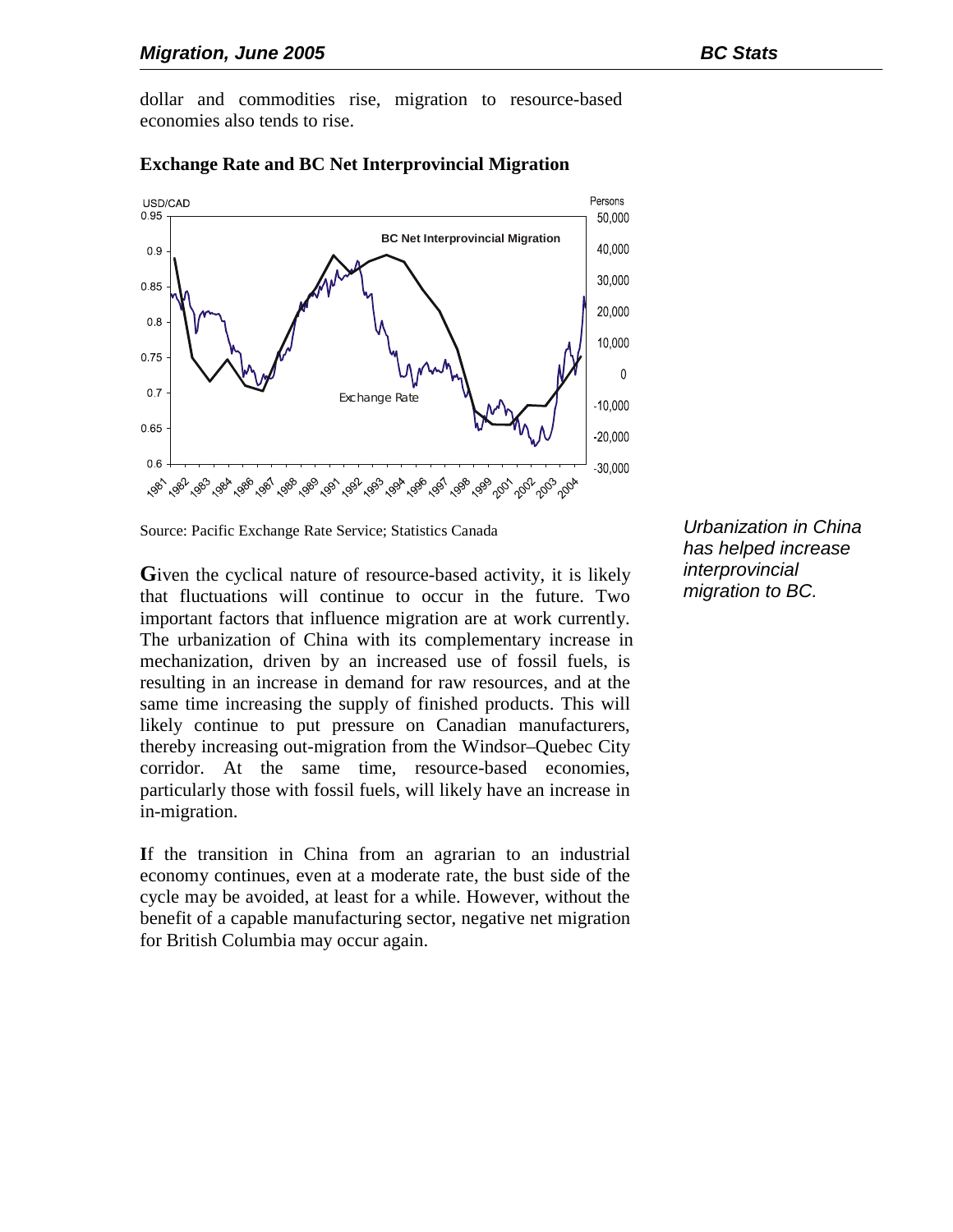dollar and commodities rise, migration to resource-based economies also tends to rise.

**Exchange Rate and BC Net Interprovincial Migration**

USD/CAD

Persons

0.95
0.9
0.85
0.8
0.75
0.7
0.65
0.6

50,000
40,000
30,000
20,000
10,000
0
-10,000
-20,000
-30,000

BC Net Interprovincial Migration

Exchange Rate

1981 1982 1983 1984 1986 1987 1988 1989 1991 1992 1993 1994 1996 1997 1998 1999 2001 2002 2003 2004

Source: Pacific Exchange Rate Service; Statistics Canada

*Urbanization in China has helped increase interprovincial migration to BC.*

**G**iven the cyclical nature of resource-based activity, it is likely that fluctuations will continue to occur in the future. Two important factors that influence migration are at work currently. The urbanization of China with its complementary increase in mechanization, driven by an increased use of fossil fuels, is resulting in an increase in demand for raw resources, and at the same time increasing the supply of finished products. This will likely continue to put pressure on Canadian manufacturers, thereby increasing out-migration from the Windsor–Quebec City corridor. At the same time, resource-based economies, particularly those with fossil fuels, will likely have an increase in in-migration.

**I**f the transition in China from an agrarian to an industrial economy continues, even at a moderate rate, the bust side of the cycle may be avoided, at least for a while. However, without the benefit of a capable manufacturing sector, negative net migration for British Columbia may occur again.